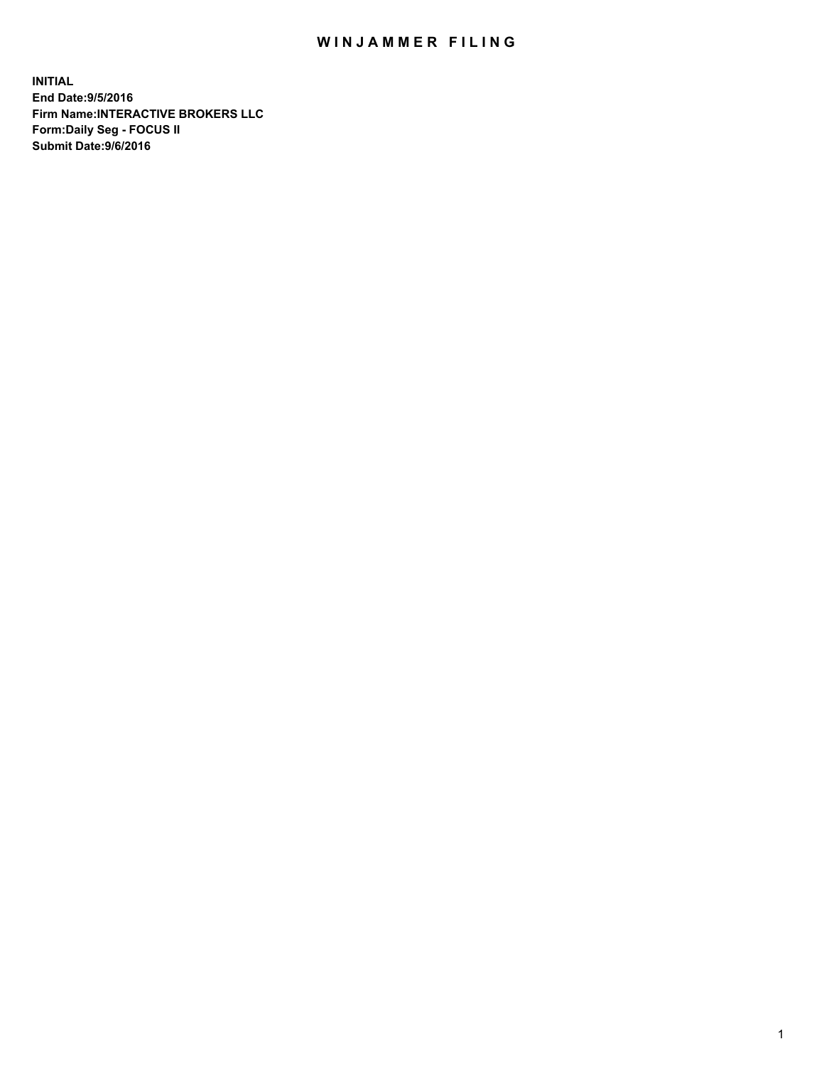# WINJAMMER FILING

**INITIAL**
**End Date:9/5/2016**
**Firm Name:INTERACTIVE BROKERS LLC**
**Form:Daily Seg - FOCUS II**
**Submit Date:9/6/2016**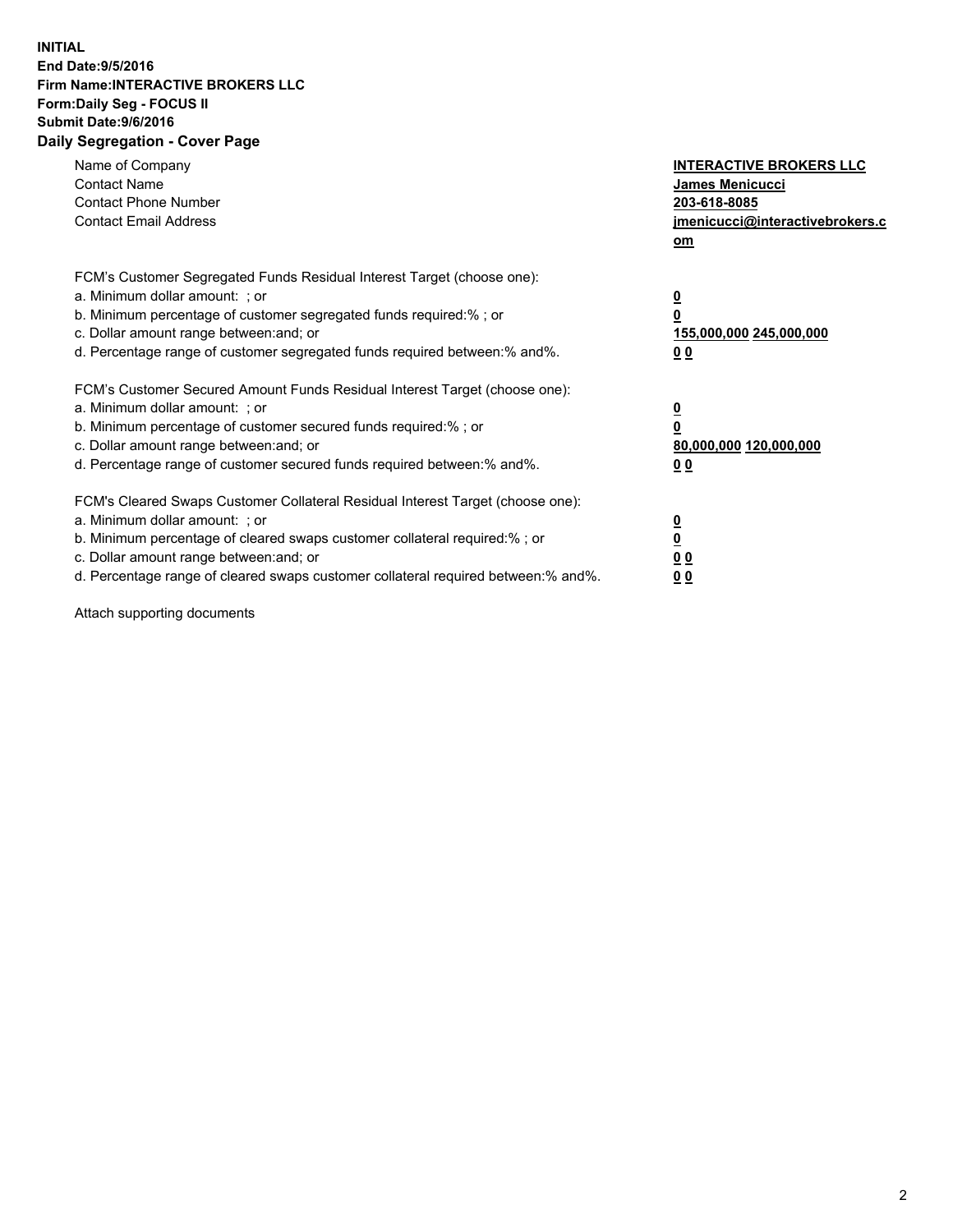**INITIAL**
**End Date:9/5/2016**
**Firm Name:INTERACTIVE BROKERS LLC**
**Form:Daily Seg - FOCUS II**
**Submit Date:9/6/2016**

## Daily Segregation - Cover Page

| | |
|---|---|
| Name of Company | **INTERACTIVE BROKERS LLC** |
| Contact Name | **James Menicucci** |
| Contact Phone Number | **203-618-8085** |
| Contact Email Address | **jmenicucci@interactivebrokers.com** |

| | |
|---|---|
| FCM's Customer Segregated Funds Residual Interest Target (choose one): | |
| a. Minimum dollar amount: ; or | **0** |
| b. Minimum percentage of customer segregated funds required:% ; or | **0** |
| c. Dollar amount range between:and; or | **155,000,000 245,000,000** |
| d. Percentage range of customer segregated funds required between:% and%. | **0 0** |
| FCM's Customer Secured Amount Funds Residual Interest Target (choose one): | |
| a. Minimum dollar amount: ; or | **0** |
| b. Minimum percentage of customer secured funds required:% ; or | **0** |
| c. Dollar amount range between:and; or | **80,000,000 120,000,000** |
| d. Percentage range of customer secured funds required between:% and%. | **0 0** |
| FCM's Cleared Swaps Customer Collateral Residual Interest Target (choose one): | |
| a. Minimum dollar amount: ; or | **0** |
| b. Minimum percentage of cleared swaps customer collateral required:% ; or | **0** |
| c. Dollar amount range between:and; or | **0 0** |
| d. Percentage range of cleared swaps customer collateral required between:% and%. | **0 0** |

Attach supporting documents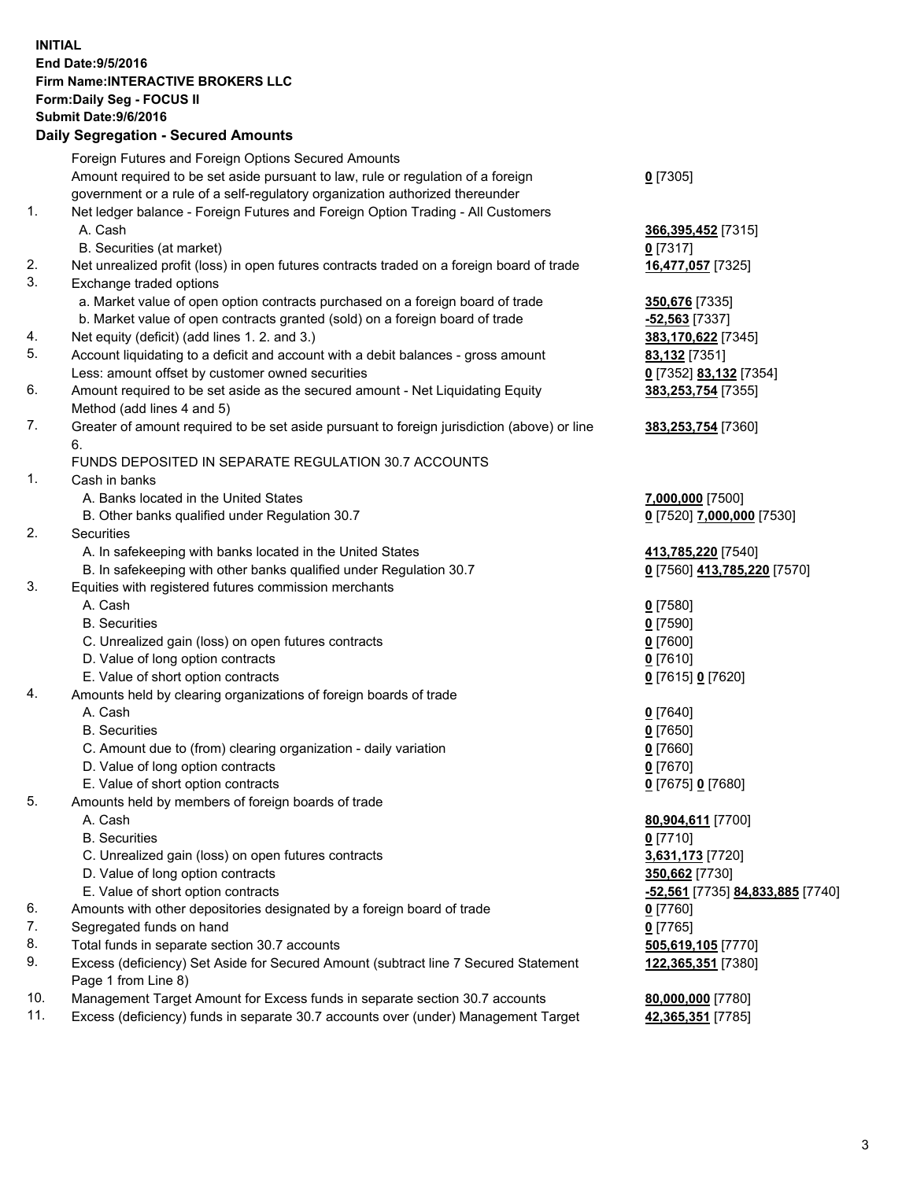**INITIAL**
**End Date:9/5/2016**
**Firm Name:INTERACTIVE BROKERS LLC**
**Form:Daily Seg - FOCUS II**
**Submit Date:9/6/2016**
**Daily Segregation - Secured Amounts**

| | | |
|---|---|---|
| | Foreign Futures and Foreign Options Secured Amounts | |
| | Amount required to be set aside pursuant to law, rule or regulation of a foreign government or a rule of a self-regulatory organization authorized thereunder | **0** [7305] |
| 1. | Net ledger balance - Foreign Futures and Foreign Option Trading - All Customers | |
| | A. Cash | **366,395,452** [7315] |
| | B. Securities (at market) | **0** [7317] |
| 2. | Net unrealized profit (loss) in open futures contracts traded on a foreign board of trade | **16,477,057** [7325] |
| 3. | Exchange traded options | |
| | a. Market value of open option contracts purchased on a foreign board of trade | **350,676** [7335] |
| | b. Market value of open contracts granted (sold) on a foreign board of trade | **-52,563** [7337] |
| 4. | Net equity (deficit) (add lines 1. 2. and 3.) | **383,170,622** [7345] |
| 5. | Account liquidating to a deficit and account with a debit balances - gross amount | **83,132** [7351] |
| | Less: amount offset by customer owned securities | **0** [7352] **83,132** [7354] |
| 6. | Amount required to be set aside as the secured amount - Net Liquidating Equity Method (add lines 4 and 5) | **383,253,754** [7355] |
| 7. | Greater of amount required to be set aside pursuant to foreign jurisdiction (above) or line 6. | **383,253,754** [7360] |
| | FUNDS DEPOSITED IN SEPARATE REGULATION 30.7 ACCOUNTS | |
| 1. | Cash in banks | |
| | A. Banks located in the United States | **7,000,000** [7500] |
| | B. Other banks qualified under Regulation 30.7 | **0** [7520] **7,000,000** [7530] |
| 2. | Securities | |
| | A. In safekeeping with banks located in the United States | **413,785,220** [7540] |
| | B. In safekeeping with other banks qualified under Regulation 30.7 | **0** [7560] **413,785,220** [7570] |
| 3. | Equities with registered futures commission merchants | |
| | A. Cash | **0** [7580] |
| | B. Securities | **0** [7590] |
| | C. Unrealized gain (loss) on open futures contracts | **0** [7600] |
| | D. Value of long option contracts | **0** [7610] |
| | E. Value of short option contracts | **0** [7615] **0** [7620] |
| 4. | Amounts held by clearing organizations of foreign boards of trade | |
| | A. Cash | **0** [7640] |
| | B. Securities | **0** [7650] |
| | C. Amount due to (from) clearing organization - daily variation | **0** [7660] |
| | D. Value of long option contracts | **0** [7670] |
| | E. Value of short option contracts | **0** [7675] **0** [7680] |
| 5. | Amounts held by members of foreign boards of trade | |
| | A. Cash | **80,904,611** [7700] |
| | B. Securities | **0** [7710] |
| | C. Unrealized gain (loss) on open futures contracts | **3,631,173** [7720] |
| | D. Value of long option contracts | **350,662** [7730] |
| | E. Value of short option contracts | **-52,561** [7735] **84,833,885** [7740] |
| 6. | Amounts with other depositories designated by a foreign board of trade | **0** [7760] |
| 7. | Segregated funds on hand | **0** [7765] |
| 8. | Total funds in separate section 30.7 accounts | **505,619,105** [7770] |
| 9. | Excess (deficiency) Set Aside for Secured Amount (subtract line 7 Secured Statement Page 1 from Line 8) | **122,365,351** [7380] |
| 10. | Management Target Amount for Excess funds in separate section 30.7 accounts | **80,000,000** [7780] |
| 11. | Excess (deficiency) funds in separate 30.7 accounts over (under) Management Target | **42,365,351** [7785] |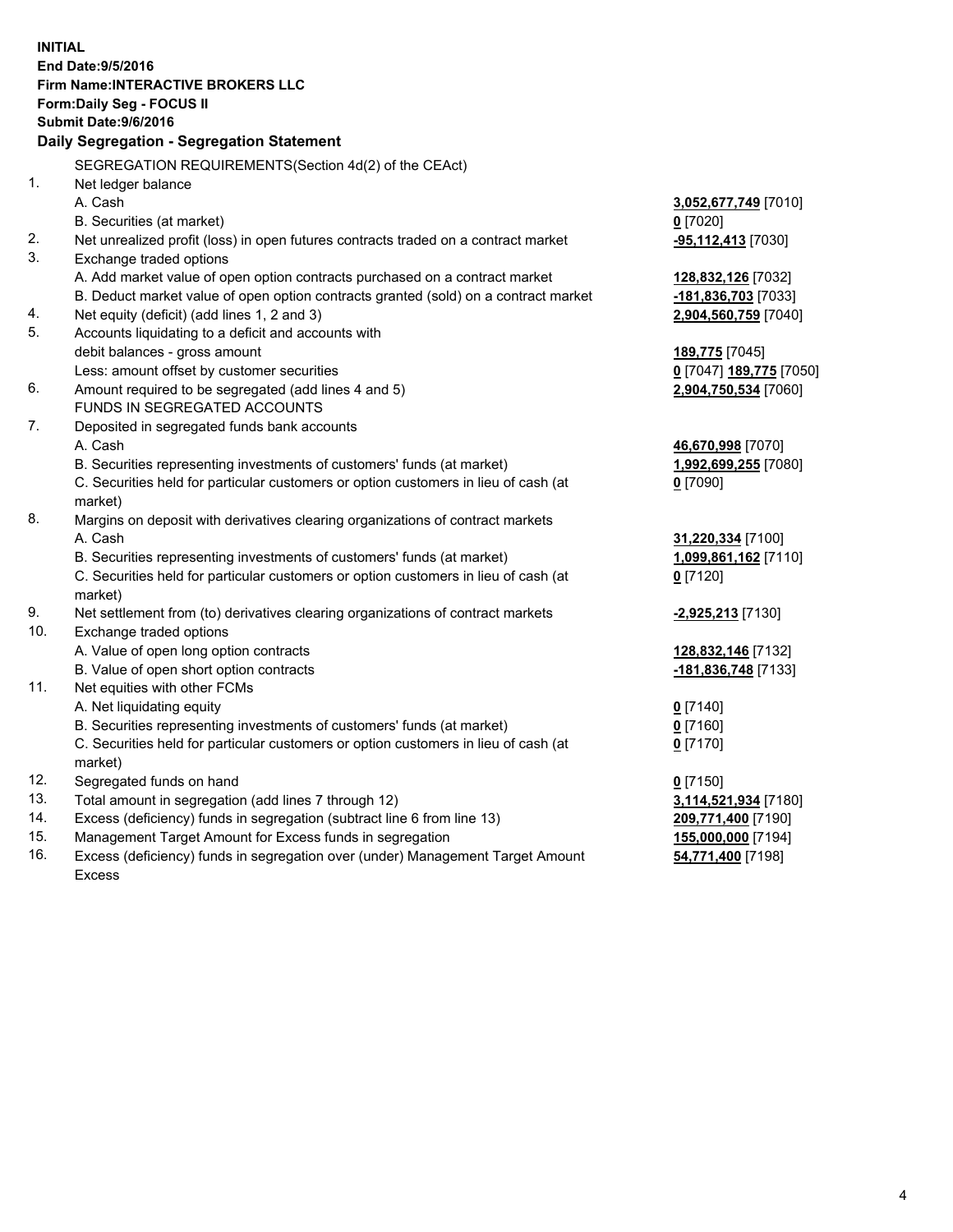**INITIAL**
**End Date:9/5/2016**
**Firm Name:INTERACTIVE BROKERS LLC**
**Form:Daily Seg - FOCUS II**
**Submit Date:9/6/2016**

**Daily Segregation - Segregation Statement**

| | | |
|---|---|---|
| | SEGREGATION REQUIREMENTS(Section 4d(2) of the CEAct) | |
| 1. | Net ledger balance | |
| | A. Cash | **3,052,677,749** [7010] |
| | B. Securities (at market) | **0** [7020] |
| 2. | Net unrealized profit (loss) in open futures contracts traded on a contract market | **-95,112,413** [7030] |
| 3. | Exchange traded options | |
| | A. Add market value of open option contracts purchased on a contract market | **128,832,126** [7032] |
| | B. Deduct market value of open option contracts granted (sold) on a contract market | **-181,836,703** [7033] |
| 4. | Net equity (deficit) (add lines 1, 2 and 3) | **2,904,560,759** [7040] |
| 5. | Accounts liquidating to a deficit and accounts with | |
| | debit balances - gross amount | **189,775** [7045] |
| | Less: amount offset by customer securities | **0** [7047] **189,775** [7050] |
| 6. | Amount required to be segregated (add lines 4 and 5) | **2,904,750,534** [7060] |
| | FUNDS IN SEGREGATED ACCOUNTS | |
| 7. | Deposited in segregated funds bank accounts | |
| | A. Cash | **46,670,998** [7070] |
| | B. Securities representing investments of customers' funds (at market) | **1,992,699,255** [7080] |
| | C. Securities held for particular customers or option customers in lieu of cash (at market) | **0** [7090] |
| 8. | Margins on deposit with derivatives clearing organizations of contract markets | |
| | A. Cash | **31,220,334** [7100] |
| | B. Securities representing investments of customers' funds (at market) | **1,099,861,162** [7110] |
| | C. Securities held for particular customers or option customers in lieu of cash (at market) | **0** [7120] |
| 9. | Net settlement from (to) derivatives clearing organizations of contract markets | **-2,925,213** [7130] |
| 10. | Exchange traded options | |
| | A. Value of open long option contracts | **128,832,146** [7132] |
| | B. Value of open short option contracts | **-181,836,748** [7133] |
| 11. | Net equities with other FCMs | |
| | A. Net liquidating equity | **0** [7140] |
| | B. Securities representing investments of customers' funds (at market) | **0** [7160] |
| | C. Securities held for particular customers or option customers in lieu of cash (at market) | **0** [7170] |
| 12. | Segregated funds on hand | **0** [7150] |
| 13. | Total amount in segregation (add lines 7 through 12) | **3,114,521,934** [7180] |
| 14. | Excess (deficiency) funds in segregation (subtract line 6 from line 13) | **209,771,400** [7190] |
| 15. | Management Target Amount for Excess funds in segregation | **155,000,000** [7194] |
| 16. | Excess (deficiency) funds in segregation over (under) Management Target Amount Excess | **54,771,400** [7198] |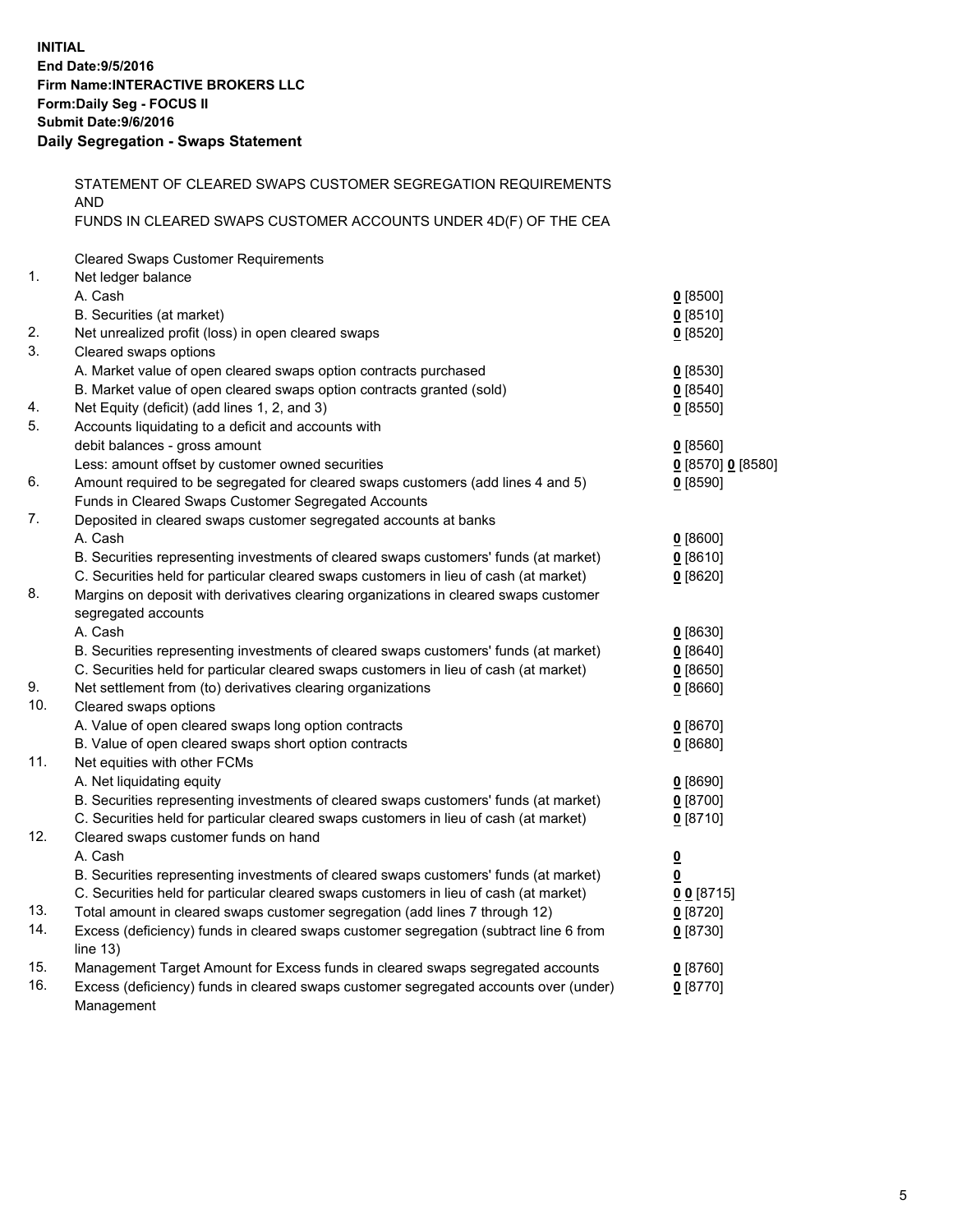**INITIAL**
**End Date:9/5/2016**
**Firm Name:INTERACTIVE BROKERS LLC**
**Form:Daily Seg - FOCUS II**
**Submit Date:9/6/2016**
**Daily Segregation - Swaps Statement**

STATEMENT OF CLEARED SWAPS CUSTOMER SEGREGATION REQUIREMENTS AND FUNDS IN CLEARED SWAPS CUSTOMER ACCOUNTS UNDER 4D(F) OF THE CEA

| | | |
|---|---|---|
| | Cleared Swaps Customer Requirements | |
| 1. | Net ledger balance | |
| | A. Cash | 0 [8500] |
| | B. Securities (at market) | 0 [8510] |
| 2. | Net unrealized profit (loss) in open cleared swaps | 0 [8520] |
| 3. | Cleared swaps options | |
| | A. Market value of open cleared swaps option contracts purchased | 0 [8530] |
| | B. Market value of open cleared swaps option contracts granted (sold) | 0 [8540] |
| 4. | Net Equity (deficit) (add lines 1, 2, and 3) | 0 [8550] |
| 5. | Accounts liquidating to a deficit and accounts with debit balances - gross amount | 0 [8560] |
| | Less: amount offset by customer owned securities | 0 [8570] 0 [8580] |
| 6. | Amount required to be segregated for cleared swaps customers (add lines 4 and 5) | 0 [8590] |
| | Funds in Cleared Swaps Customer Segregated Accounts | |
| 7. | Deposited in cleared swaps customer segregated accounts at banks | |
| | A. Cash | 0 [8600] |
| | B. Securities representing investments of cleared swaps customers' funds (at market) | 0 [8610] |
| | C. Securities held for particular cleared swaps customers in lieu of cash (at market) | 0 [8620] |
| 8. | Margins on deposit with derivatives clearing organizations in cleared swaps customer segregated accounts | |
| | A. Cash | 0 [8630] |
| | B. Securities representing investments of cleared swaps customers' funds (at market) | 0 [8640] |
| | C. Securities held for particular cleared swaps customers in lieu of cash (at market) | 0 [8650] |
| 9. | Net settlement from (to) derivatives clearing organizations | 0 [8660] |
| 10. | Cleared swaps options | |
| | A. Value of open cleared swaps long option contracts | 0 [8670] |
| | B. Value of open cleared swaps short option contracts | 0 [8680] |
| 11. | Net equities with other FCMs | |
| | A. Net liquidating equity | 0 [8690] |
| | B. Securities representing investments of cleared swaps customers' funds (at market) | 0 [8700] |
| | C. Securities held for particular cleared swaps customers in lieu of cash (at market) | 0 [8710] |
| 12. | Cleared swaps customer funds on hand | |
| | A. Cash | 0 |
| | B. Securities representing investments of cleared swaps customers' funds (at market) | 0 |
| | C. Securities held for particular cleared swaps customers in lieu of cash (at market) | 0 0 [8715] |
| 13. | Total amount in cleared swaps customer segregation (add lines 7 through 12) | 0 [8720] |
| 14. | Excess (deficiency) funds in cleared swaps customer segregation (subtract line 6 from line 13) | 0 [8730] |
| 15. | Management Target Amount for Excess funds in cleared swaps segregated accounts | 0 [8760] |
| 16. | Excess (deficiency) funds in cleared swaps customer segregated accounts over (under) Management | 0 [8770] |